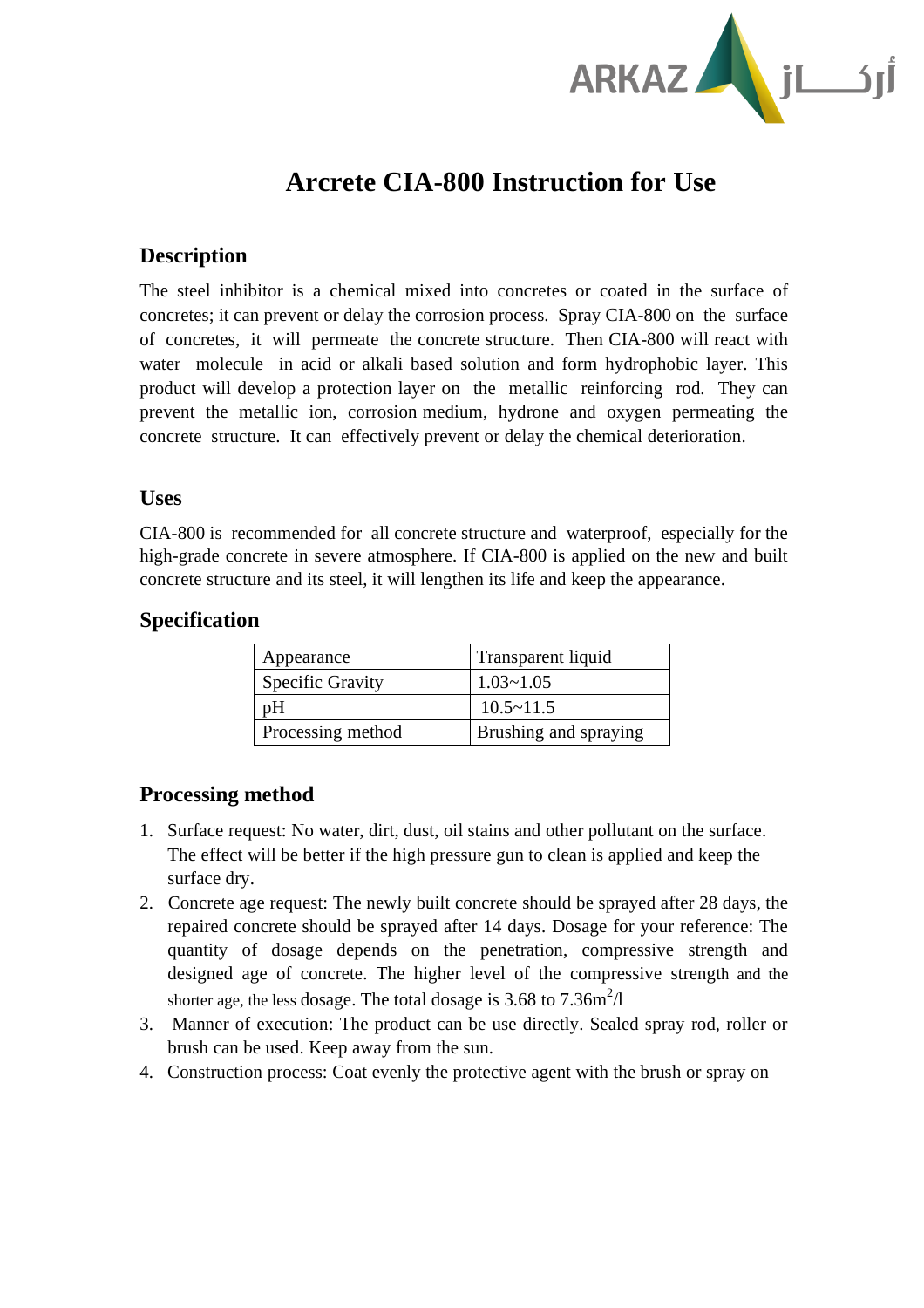# Arcrete CIA-800 Instruction for Use

## Description

The steel inhibitor is a chemical mixed into concretes or coated in the surface of concretes; it can prevent or delay the corrosion process. Spray CIA-800 on the surface of concretes, it will permeate the concrete structure. Then CIA-800 will react with water molecule in acid or alkali based solution and form hydrophobic layer. This product will develop a protection layer on the metallic reinforcing rod. They can prevent the metallic ion, corrosion medium, hydrone and oxygen permeating the concrete structure. It can effectively prevent or delay the chemical deterioration.

## Uses

CIA-800 is recommended for all concrete structure and waterproof, especially for the high-grade concrete in severe atmosphere. If CIA-800 is applied on the new and built concrete structure and its steel, it will lengthen its life and keep the appearance.

## Specification

| Appearance | Transparent liquid |
|---|---|
| Specific Gravity | 1.03~1.05 |
| pH | 10.5~11.5 |
| Processing method | Brushing and spraying |

## Processing method

1. Surface request: No water, dirt, dust, oil stains and other pollutant on the surface. The effect will be better if the high pressure gun to clean is applied and keep the surface dry.
2. Concrete age request: The newly built concrete should be sprayed after 28 days, the repaired concrete should be sprayed after 14 days. Dosage for your reference: The quantity of dosage depends on the penetration, compressive strength and designed age of concrete. The higher level of the compressive strength and the shorter age, the less dosage. The total dosage is 3.68 to 7.36m$^2$/l
3. Manner of execution: The product can be use directly. Sealed spray rod, roller or brush can be used. Keep away from the sun.
4. Construction process: Coat evenly the protective agent with the brush or spray on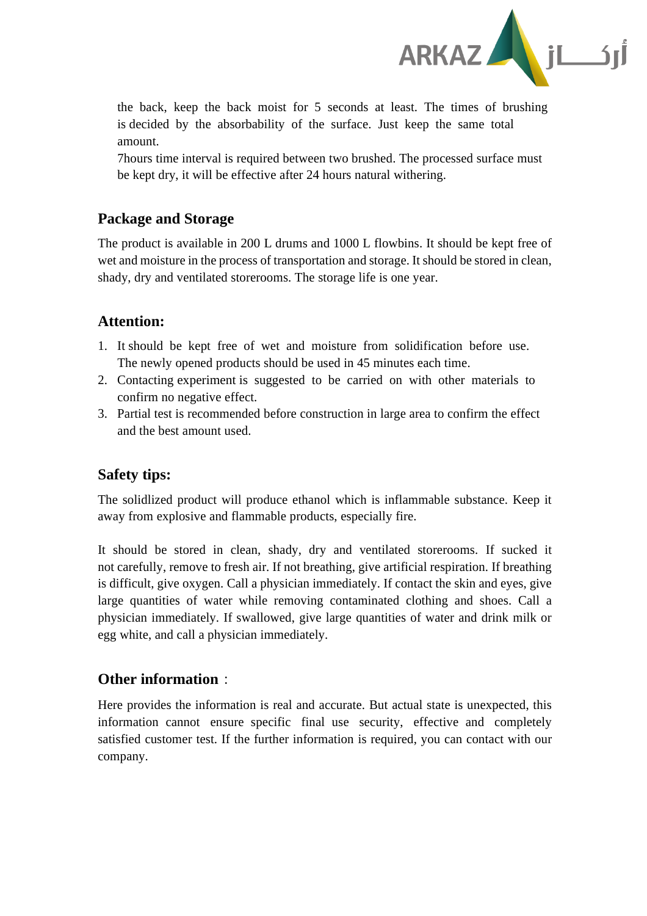the back, keep the back moist for 5 seconds at least. The times of brushing is decided by the absorbability of the surface. Just keep the same total amount.
7hours time interval is required between two brushed. The processed surface must be kept dry, it will be effective after 24 hours natural withering.

## Package and Storage

The product is available in 200 L drums and 1000 L flowbins. It should be kept free of wet and moisture in the process of transportation and storage. It should be stored in clean, shady, dry and ventilated storerooms. The storage life is one year.

## Attention:

1. It should be kept free of wet and moisture from solidification before use. The newly opened products should be used in 45 minutes each time.
2. Contacting experiment is suggested to be carried on with other materials to confirm no negative effect.
3. Partial test is recommended before construction in large area to confirm the effect and the best amount used.

## Safety tips:

The solidlized product will produce ethanol which is inflammable substance. Keep it away from explosive and flammable products, especially fire.

It should be stored in clean, shady, dry and ventilated storerooms. If sucked it not carefully, remove to fresh air. If not breathing, give artificial respiration. If breathing is difficult, give oxygen. Call a physician immediately. If contact the skin and eyes, give large quantities of water while removing contaminated clothing and shoes. Call a physician immediately. If swallowed, give large quantities of water and drink milk or egg white, and call a physician immediately.

## Other information：

Here provides the information is real and accurate. But actual state is unexpected, this information cannot ensure specific final use security, effective and completely satisfied customer test. If the further information is required, you can contact with our company.